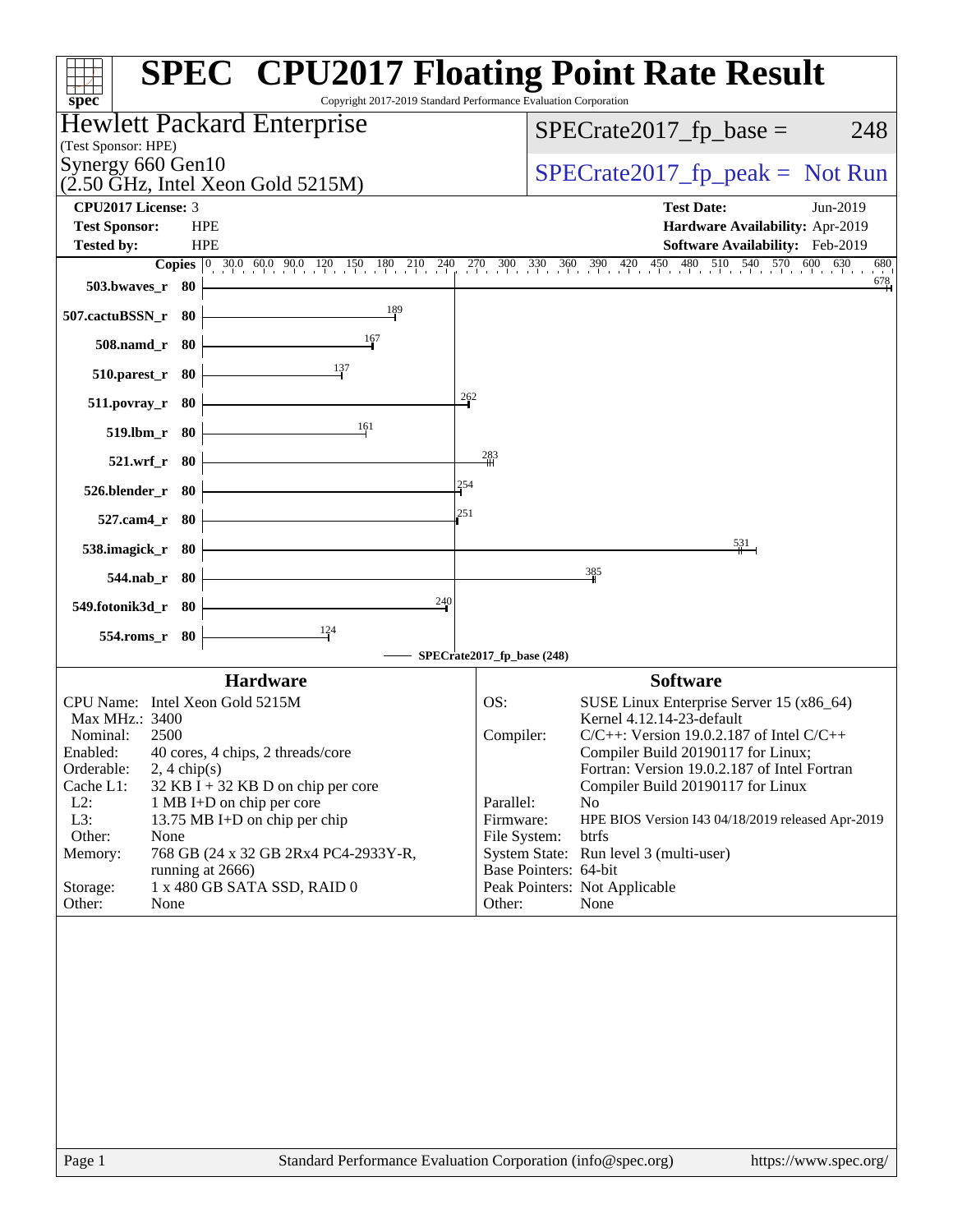# SPEC CPU2017 Floating Point Rate Result

Copyright 2017-2019 Standard Performance Evaluation Corporation

**Hewlett Packard Enterprise**
(Test Sponsor: HPE)

**Synergy 660 Gen10**
(2.50 GHz, Intel Xeon Gold 5215M)

SPECrate2017_fp_base = 248

SPECrate2017_fp_peak = Not Run

| | | | |
|---|---|---|---|
| **CPU2017 License:** | 3 | **Test Date:** | Jun-2019 |
| **Test Sponsor:** | HPE | **Hardware Availability:** | Apr-2019 |
| **Tested by:** | HPE | **Software Availability:** | Feb-2019 |

| Benchmark | Copies | SPECrate2017_fp_base |
|---|---|---|
| 503.bwaves_r | 80 | 678 |
| 507.cactuBSSN_r | 80 | 189 |
| 508.namd_r | 80 | 167 |
| 510.parest_r | 80 | 137 |
| 511.povray_r | 80 | 262 |
| 519.lbm_r | 80 | 161 |
| 521.wrf_r | 80 | 283 |
| 526.blender_r | 80 | 254 |
| 527.cam4_r | 80 | 251 |
| 538.imagick_r | 80 | 531 |
| 544.nab_r | 80 | 385 |
| 549.fotonik3d_r | 80 | 240 |
| 554.roms_r | 80 | 124 |

SPECrate2017_fp_base (248)

## Hardware

| | |
|---|---|
| CPU Name: | Intel Xeon Gold 5215M |
| Max MHz.: | 3400 |
| Nominal: | 2500 |
| Enabled: | 40 cores, 4 chips, 2 threads/core |
| Orderable: | 2, 4 chip(s) |
| Cache L1: | 32 KB I + 32 KB D on chip per core |
| L2: | 1 MB I+D on chip per core |
| L3: | 13.75 MB I+D on chip per chip |
| Other: | None |
| Memory: | 768 GB (24 x 32 GB 2Rx4 PC4-2933Y-R, running at 2666) |
| Storage: | 1 x 480 GB SATA SSD, RAID 0 |
| Other: | None |

## Software

| | |
|---|---|
| OS: | SUSE Linux Enterprise Server 15 (x86_64) Kernel 4.12.14-23-default |
| Compiler: | C/C++: Version 19.0.2.187 of Intel C/C++ Compiler Build 20190117 for Linux; Fortran: Version 19.0.2.187 of Intel Fortran Compiler Build 20190117 for Linux |
| Parallel: | No |
| Firmware: | HPE BIOS Version I43 04/18/2019 released Apr-2019 |
| File System: | btrfs |
| System State: | Run level 3 (multi-user) |
| Base Pointers: | 64-bit |
| Peak Pointers: | Not Applicable |
| Other: | None |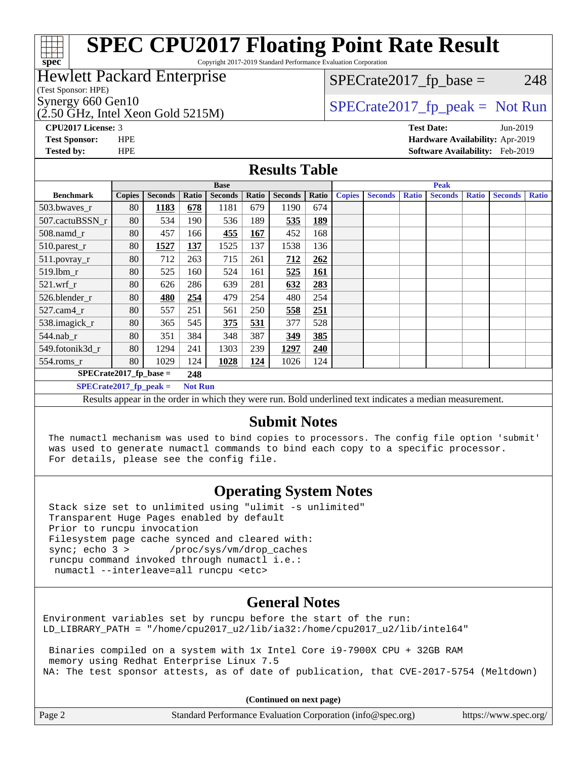# SPEC CPU2017 Floating Point Rate Result

Copyright 2017-2019 Standard Performance Evaluation Corporation

**Hewlett Packard Enterprise**
(Test Sponsor: HPE)
Synergy 660 Gen10
(2.50 GHz, Intel Xeon Gold 5215M)

SPECrate2017_fp_base = 248

SPECrate2017_fp_peak = Not Run

**CPU2017 License:** 3
**Test Sponsor:** HPE
**Tested by:** HPE

**Test Date:** Jun-2019
**Hardware Availability:** Apr-2019
**Software Availability:** Feb-2019

## Results Table

| Benchmark | Base | | | | | | | Peak | | | | | | |
|---|---|---|---|---|---|---|---|---|---|---|---|---|---|---|
| | Copies | Seconds | Ratio | Seconds | Ratio | Seconds | Ratio | Copies | Seconds | Ratio | Seconds | Ratio | Seconds | Ratio |
| 503.bwaves_r | 80 | **1183** | **678** | 1181 | 679 | 1190 | 674 | | | | | | | |
| 507.cactuBSSN_r | 80 | 534 | 190 | 536 | 189 | **535** | **189** | | | | | | | |
| 508.namd_r | 80 | 457 | 166 | **455** | **167** | 452 | 168 | | | | | | | |
| 510.parest_r | 80 | **1527** | **137** | 1525 | 137 | 1538 | 136 | | | | | | | |
| 511.povray_r | 80 | 712 | 263 | 715 | 261 | **712** | **262** | | | | | | | |
| 519.lbm_r | 80 | 525 | 160 | 524 | 161 | **525** | **161** | | | | | | | |
| 521.wrf_r | 80 | 626 | 286 | 639 | 281 | **632** | **283** | | | | | | | |
| 526.blender_r | 80 | **480** | **254** | 479 | 254 | 480 | 254 | | | | | | | |
| 527.cam4_r | 80 | 557 | 251 | 561 | 250 | **558** | **251** | | | | | | | |
| 538.imagick_r | 80 | 365 | 545 | **375** | **531** | 377 | 528 | | | | | | | |
| 544.nab_r | 80 | 351 | 384 | 348 | 387 | **349** | **385** | | | | | | | |
| 549.fotonik3d_r | 80 | 1294 | 241 | 1303 | 239 | **1297** | **240** | | | | | | | |
| 554.roms_r | 80 | 1029 | 124 | **1028** | **124** | 1026 | 124 | | | | | | | |

**SPECrate2017_fp_base = 248**

**SPECrate2017_fp_peak = Not Run**

Results appear in the order in which they were run. Bold underlined text indicates a median measurement.

## Submit Notes

```
The numactl mechanism was used to bind copies to processors. The config file option 'submit'
was used to generate numactl commands to bind each copy to a specific processor.
For details, please see the config file.
```

## Operating System Notes

```
Stack size set to unlimited using "ulimit -s unlimited"
Transparent Huge Pages enabled by default
Prior to runcpu invocation
Filesystem page cache synced and cleared with:
sync; echo 3 >       /proc/sys/vm/drop_caches
runcpu command invoked through numactl i.e.:
 numactl --interleave=all runcpu <etc>
```

## General Notes

```
Environment variables set by runcpu before the start of the run:
LD_LIBRARY_PATH = "/home/cpu2017_u2/lib/ia32:/home/cpu2017_u2/lib/intel64"

 Binaries compiled on a system with 1x Intel Core i9-7900X CPU + 32GB RAM
 memory using Redhat Enterprise Linux 7.5
NA: The test sponsor attests, as of date of publication, that CVE-2017-5754 (Meltdown)
```

**(Continued on next page)**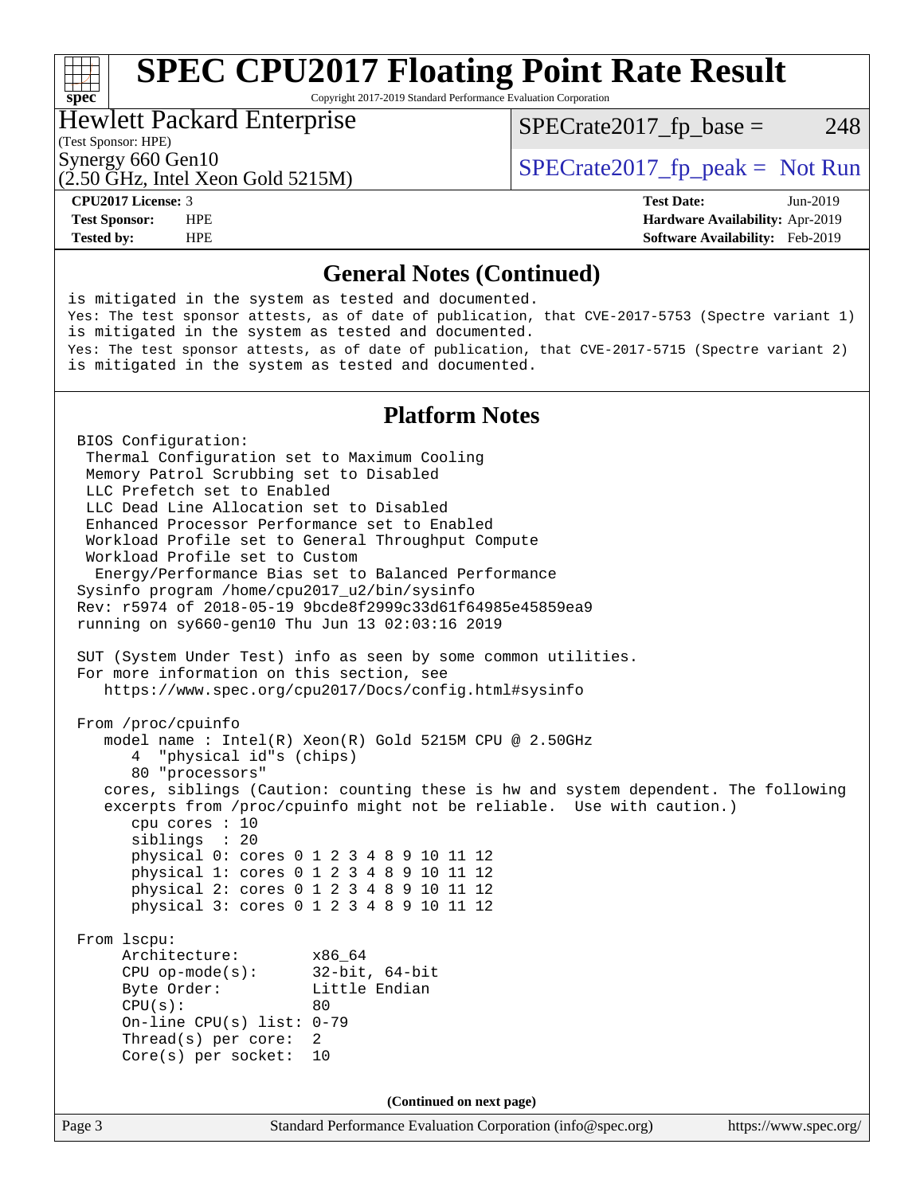# SPEC CPU2017 Floating Point Rate Result

Copyright 2017-2019 Standard Performance Evaluation Corporation

**Hewlett Packard Enterprise**
(Test Sponsor: HPE)
Synergy 660 Gen10
(2.50 GHz, Intel Xeon Gold 5215M)

SPECrate2017_fp_base = 248

SPECrate2017_fp_peak = Not Run

| | | | |
|---|---|---|---|
| **CPU2017 License:** | 3 | **Test Date:** | Jun-2019 |
| **Test Sponsor:** | HPE | **Hardware Availability:** | Apr-2019 |
| **Tested by:** | HPE | **Software Availability:** | Feb-2019 |

## General Notes (Continued)

```
is mitigated in the system as tested and documented.
Yes: The test sponsor attests, as of date of publication, that CVE-2017-5753 (Spectre variant 1)
is mitigated in the system as tested and documented.
Yes: The test sponsor attests, as of date of publication, that CVE-2017-5715 (Spectre variant 2)
is mitigated in the system as tested and documented.
```

## Platform Notes

```
BIOS Configuration:
 Thermal Configuration set to Maximum Cooling
 Memory Patrol Scrubbing set to Disabled
 LLC Prefetch set to Enabled
 LLC Dead Line Allocation set to Disabled
 Enhanced Processor Performance set to Enabled
 Workload Profile set to General Throughput Compute
 Workload Profile set to Custom
  Energy/Performance Bias set to Balanced Performance
Sysinfo program /home/cpu2017_u2/bin/sysinfo
Rev: r5974 of 2018-05-19 9bcde8f2999c33d61f64985e45859ea9
running on sy660-gen10 Thu Jun 13 02:03:16 2019

SUT (System Under Test) info as seen by some common utilities.
For more information on this section, see
   https://www.spec.org/cpu2017/Docs/config.html#sysinfo

From /proc/cpuinfo
   model name : Intel(R) Xeon(R) Gold 5215M CPU @ 2.50GHz
      4  "physical id"s (chips)
      80 "processors"
   cores, siblings (Caution: counting these is hw and system dependent. The following
   excerpts from /proc/cpuinfo might not be reliable.  Use with caution.)
      cpu cores : 10
      siblings  : 20
      physical 0: cores 0 1 2 3 4 8 9 10 11 12
      physical 1: cores 0 1 2 3 4 8 9 10 11 12
      physical 2: cores 0 1 2 3 4 8 9 10 11 12
      physical 3: cores 0 1 2 3 4 8 9 10 11 12

From lscpu:
     Architecture:        x86_64
     CPU op-mode(s):      32-bit, 64-bit
     Byte Order:          Little Endian
     CPU(s):              80
     On-line CPU(s) list: 0-79
     Thread(s) per core:  2
     Core(s) per socket:  10
```

**(Continued on next page)**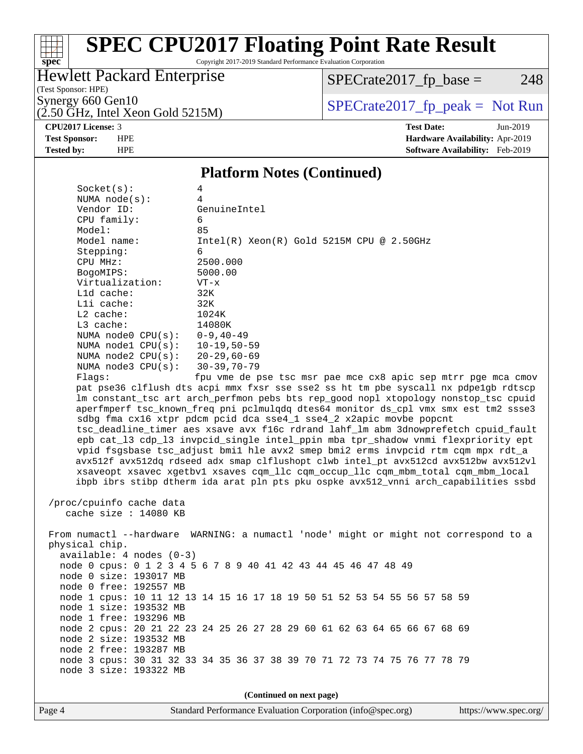## Platform Notes (Continued)

```
     Socket(s):             4
     NUMA node(s):          4
     Vendor ID:             GenuineIntel
     CPU family:            6
     Model:                 85
     Model name:            Intel(R) Xeon(R) Gold 5215M CPU @ 2.50GHz
     Stepping:              6
     CPU MHz:               2500.000
     BogoMIPS:              5000.00
     Virtualization:        VT-x
     L1d cache:             32K
     L1i cache:             32K
     L2 cache:              1024K
     L3 cache:              14080K
     NUMA node0 CPU(s):     0-9,40-49
     NUMA node1 CPU(s):     10-19,50-59
     NUMA node2 CPU(s):     20-29,60-69
     NUMA node3 CPU(s):     30-39,70-79
     Flags:                 fpu vme de pse tsc msr pae mce cx8 apic sep mtrr pge mca cmov
     pat pse36 clflush dts acpi mmx fxsr sse sse2 ss ht tm pbe syscall nx pdpe1gb rdtscp
     lm constant_tsc art arch_perfmon pebs bts rep_good nopl xtopology nonstop_tsc cpuid
     aperfmperf tsc_known_freq pni pclmulqdq dtes64 monitor ds_cpl vmx smx est tm2 ssse3
     sdbg fma cx16 xtpr pdcm pcid dca sse4_1 sse4_2 x2apic movbe popcnt
     tsc_deadline_timer aes xsave avx f16c rdrand lahf_lm abm 3dnowprefetch cpuid_fault
     epb cat_l3 cdp_l3 invpcid_single intel_ppin mba tpr_shadow vnmi flexpriority ept
     vpid fsgsbase tsc_adjust bmi1 hle avx2 smep bmi2 erms invpcid rtm cqm mpx rdt_a
     avx512f avx512dq rdseed adx smap clflushopt clwb intel_pt avx512cd avx512bw avx512vl
     xsaveopt xsavec xgetbv1 xsaves cqm_llc cqm_occup_llc cqm_mbm_total cqm_mbm_local
     ibpb ibrs stibp dtherm ida arat pln pts pku ospke avx512_vnni arch_capabilities ssbd

 /proc/cpuinfo cache data
    cache size : 14080 KB

 From numactl --hardware  WARNING: a numactl 'node' might or might not correspond to a
 physical chip.
   available: 4 nodes (0-3)
   node 0 cpus: 0 1 2 3 4 5 6 7 8 9 40 41 42 43 44 45 46 47 48 49
   node 0 size: 193017 MB
   node 0 free: 192557 MB
   node 1 cpus: 10 11 12 13 14 15 16 17 18 19 50 51 52 53 54 55 56 57 58 59
   node 1 size: 193532 MB
   node 1 free: 193296 MB
   node 2 cpus: 20 21 22 23 24 25 26 27 28 29 60 61 62 63 64 65 66 67 68 69
   node 2 size: 193532 MB
   node 2 free: 193287 MB
   node 3 cpus: 30 31 32 33 34 35 36 37 38 39 70 71 72 73 74 75 76 77 78 79
   node 3 size: 193322 MB
```

**(Continued on next page)**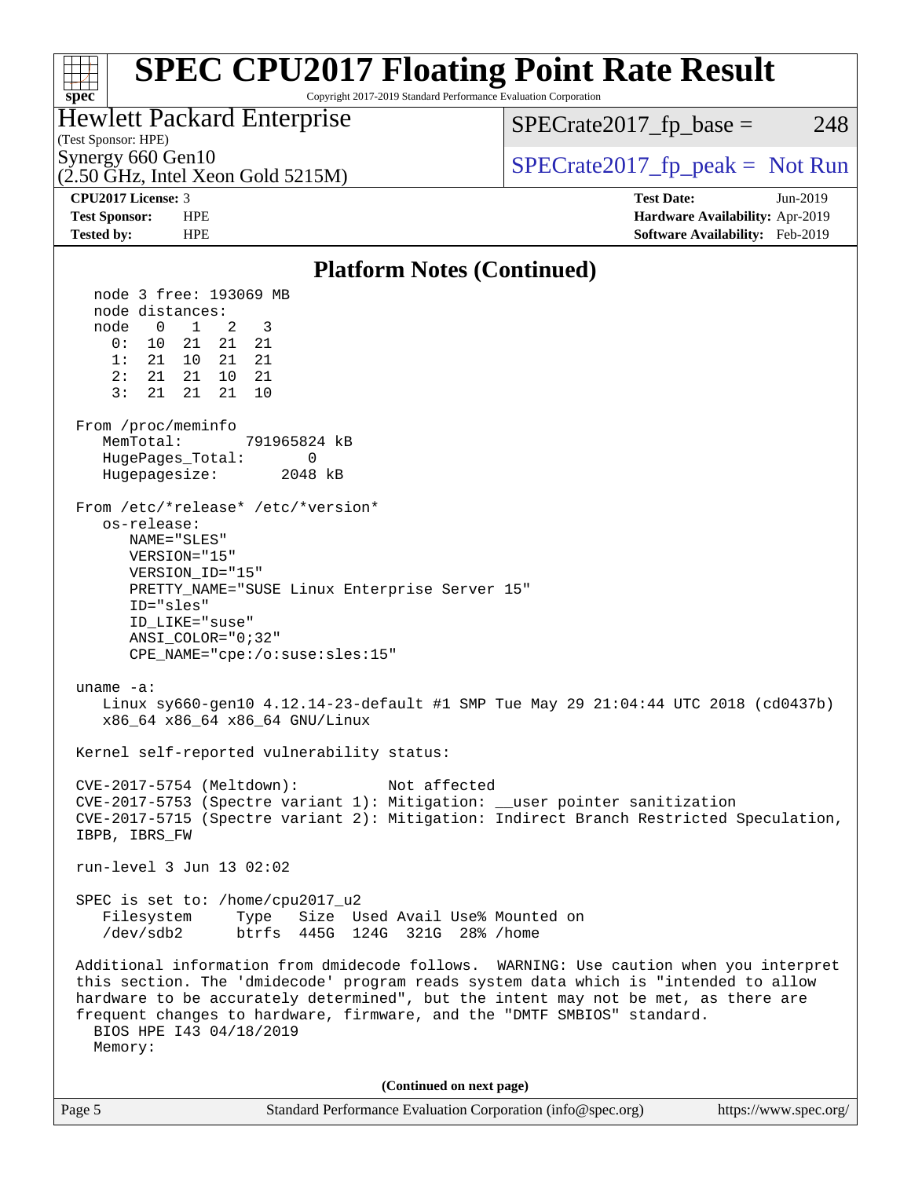## Platform Notes (Continued)

```
  node 3 free: 193069 MB
  node distances:
  node   0   1   2   3
    0:  10  21  21  21
    1:  21  10  21  21
    2:  21  21  10  21
    3:  21  21  21  10

From /proc/meminfo
   MemTotal:       791965824 kB
   HugePages_Total:       0
   Hugepagesize:       2048 kB

From /etc/*release* /etc/*version*
   os-release:
      NAME="SLES"
      VERSION="15"
      VERSION_ID="15"
      PRETTY_NAME="SUSE Linux Enterprise Server 15"
      ID="sles"
      ID_LIKE="suse"
      ANSI_COLOR="0;32"
      CPE_NAME="cpe:/o:suse:sles:15"

uname -a:
   Linux sy660-gen10 4.12.14-23-default #1 SMP Tue May 29 21:04:44 UTC 2018 (cd0437b)
   x86_64 x86_64 x86_64 GNU/Linux

Kernel self-reported vulnerability status:

CVE-2017-5754 (Meltdown):          Not affected
CVE-2017-5753 (Spectre variant 1): Mitigation: __user pointer sanitization
CVE-2017-5715 (Spectre variant 2): Mitigation: Indirect Branch Restricted Speculation,
IBPB, IBRS_FW

run-level 3 Jun 13 02:02

SPEC is set to: /home/cpu2017_u2
   Filesystem     Type   Size  Used Avail Use% Mounted on
   /dev/sdb2      btrfs  445G  124G  321G  28% /home

Additional information from dmidecode follows.  WARNING: Use caution when you interpret
this section. The 'dmidecode' program reads system data which is "intended to allow
hardware to be accurately determined", but the intent may not be met, as there are
frequent changes to hardware, firmware, and the "DMTF SMBIOS" standard.
  BIOS HPE I43 04/18/2019
  Memory:
```

(Continued on next page)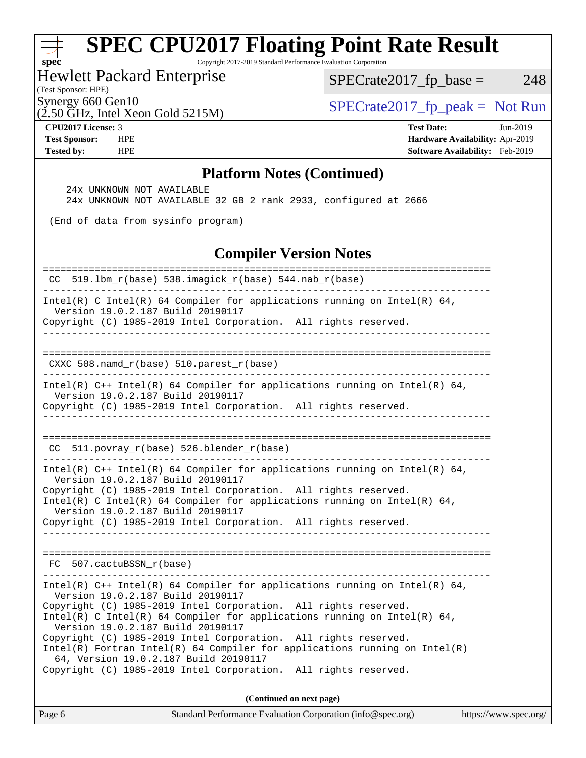## Platform Notes (Continued)

```
    24x UNKNOWN NOT AVAILABLE
    24x UNKNOWN NOT AVAILABLE 32 GB 2 rank 2933, configured at 2666

 (End of data from sysinfo program)
```

## Compiler Version Notes

```
==============================================================================
 CC  519.lbm_r(base) 538.imagick_r(base) 544.nab_r(base)
------------------------------------------------------------------------------
Intel(R) C Intel(R) 64 Compiler for applications running on Intel(R) 64,
  Version 19.0.2.187 Build 20190117
Copyright (C) 1985-2019 Intel Corporation.  All rights reserved.
------------------------------------------------------------------------------

==============================================================================
 CXXC 508.namd_r(base) 510.parest_r(base)
------------------------------------------------------------------------------
Intel(R) C++ Intel(R) 64 Compiler for applications running on Intel(R) 64,
  Version 19.0.2.187 Build 20190117
Copyright (C) 1985-2019 Intel Corporation.  All rights reserved.
------------------------------------------------------------------------------

==============================================================================
 CC  511.povray_r(base) 526.blender_r(base)
------------------------------------------------------------------------------
Intel(R) C++ Intel(R) 64 Compiler for applications running on Intel(R) 64,
  Version 19.0.2.187 Build 20190117
Copyright (C) 1985-2019 Intel Corporation.  All rights reserved.
Intel(R) C Intel(R) 64 Compiler for applications running on Intel(R) 64,
  Version 19.0.2.187 Build 20190117
Copyright (C) 1985-2019 Intel Corporation.  All rights reserved.
------------------------------------------------------------------------------

==============================================================================
 FC  507.cactuBSSN_r(base)
------------------------------------------------------------------------------
Intel(R) C++ Intel(R) 64 Compiler for applications running on Intel(R) 64,
  Version 19.0.2.187 Build 20190117
Copyright (C) 1985-2019 Intel Corporation.  All rights reserved.
Intel(R) C Intel(R) 64 Compiler for applications running on Intel(R) 64,
  Version 19.0.2.187 Build 20190117
Copyright (C) 1985-2019 Intel Corporation.  All rights reserved.
Intel(R) Fortran Intel(R) 64 Compiler for applications running on Intel(R)
  64, Version 19.0.2.187 Build 20190117
Copyright (C) 1985-2019 Intel Corporation.  All rights reserved.
```

**(Continued on next page)**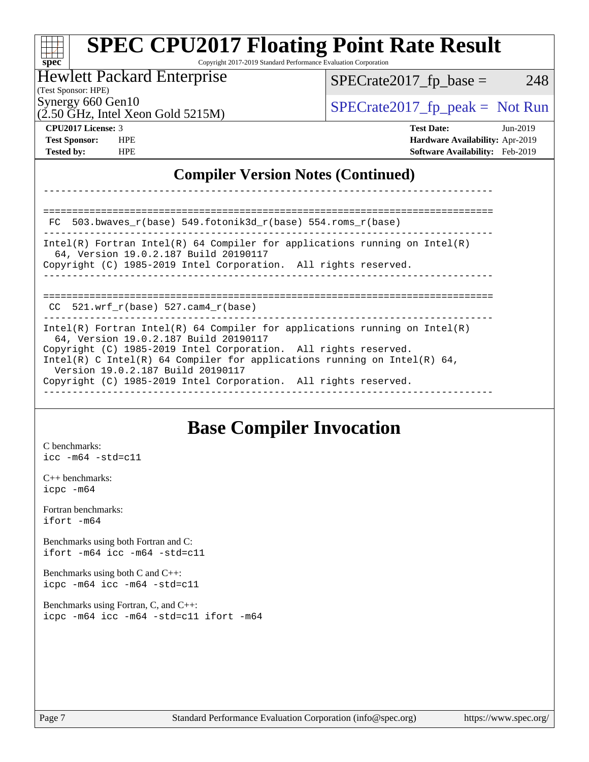## Compiler Version Notes (Continued)

```
------------------------------------------------------------------------------

==============================================================================
 FC  503.bwaves_r(base) 549.fotonik3d_r(base) 554.roms_r(base)
------------------------------------------------------------------------------
Intel(R) Fortran Intel(R) 64 Compiler for applications running on Intel(R)
  64, Version 19.0.2.187 Build 20190117
Copyright (C) 1985-2019 Intel Corporation.  All rights reserved.
------------------------------------------------------------------------------

==============================================================================
 CC  521.wrf_r(base) 527.cam4_r(base)
------------------------------------------------------------------------------
Intel(R) Fortran Intel(R) 64 Compiler for applications running on Intel(R)
  64, Version 19.0.2.187 Build 20190117
Copyright (C) 1985-2019 Intel Corporation.  All rights reserved.
Intel(R) C Intel(R) 64 Compiler for applications running on Intel(R) 64,
  Version 19.0.2.187 Build 20190117
Copyright (C) 1985-2019 Intel Corporation.  All rights reserved.
------------------------------------------------------------------------------
```

## Base Compiler Invocation

C benchmarks:
`icc -m64 -std=c11`

C++ benchmarks:
`icpc -m64`

Fortran benchmarks:
`ifort -m64`

Benchmarks using both Fortran and C:
`ifort -m64 icc -m64 -std=c11`

Benchmarks using both C and C++:
`icpc -m64 icc -m64 -std=c11`

Benchmarks using Fortran, C, and C++:
`icpc -m64 icc -m64 -std=c11 ifort -m64`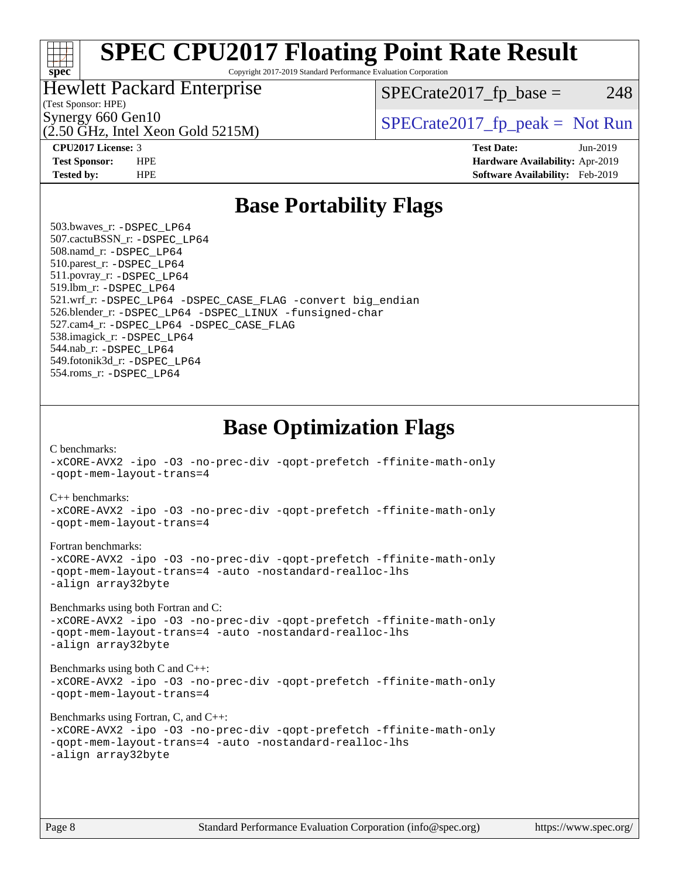# SPEC CPU2017 Floating Point Rate Result

Copyright 2017-2019 Standard Performance Evaluation Corporation

**Hewlett Packard Enterprise**
(Test Sponsor: HPE)
Synergy 660 Gen10
(2.50 GHz, Intel Xeon Gold 5215M)

SPECrate2017_fp_base = 248

SPECrate2017_fp_peak = Not Run

| | | | |
|---|---|---|---|
| **CPU2017 License:** | 3 | **Test Date:** | Jun-2019 |
| **Test Sponsor:** | HPE | **Hardware Availability:** | Apr-2019 |
| **Tested by:** | HPE | **Software Availability:** | Feb-2019 |

## Base Portability Flags

503.bwaves_r: `-DSPEC_LP64`
507.cactuBSSN_r: `-DSPEC_LP64`
508.namd_r: `-DSPEC_LP64`
510.parest_r: `-DSPEC_LP64`
511.povray_r: `-DSPEC_LP64`
519.lbm_r: `-DSPEC_LP64`
521.wrf_r: `-DSPEC_LP64 -DSPEC_CASE_FLAG -convert big_endian`
526.blender_r: `-DSPEC_LP64 -DSPEC_LINUX -funsigned-char`
527.cam4_r: `-DSPEC_LP64 -DSPEC_CASE_FLAG`
538.imagick_r: `-DSPEC_LP64`
544.nab_r: `-DSPEC_LP64`
549.fotonik3d_r: `-DSPEC_LP64`
554.roms_r: `-DSPEC_LP64`

## Base Optimization Flags

C benchmarks:
```
-xCORE-AVX2 -ipo -O3 -no-prec-div -qopt-prefetch -ffinite-math-only
-qopt-mem-layout-trans=4
```

C++ benchmarks:
```
-xCORE-AVX2 -ipo -O3 -no-prec-div -qopt-prefetch -ffinite-math-only
-qopt-mem-layout-trans=4
```

Fortran benchmarks:
```
-xCORE-AVX2 -ipo -O3 -no-prec-div -qopt-prefetch -ffinite-math-only
-qopt-mem-layout-trans=4 -auto -nostandard-realloc-lhs
-align array32byte
```

Benchmarks using both Fortran and C:
```
-xCORE-AVX2 -ipo -O3 -no-prec-div -qopt-prefetch -ffinite-math-only
-qopt-mem-layout-trans=4 -auto -nostandard-realloc-lhs
-align array32byte
```

Benchmarks using both C and C++:
```
-xCORE-AVX2 -ipo -O3 -no-prec-div -qopt-prefetch -ffinite-math-only
-qopt-mem-layout-trans=4
```

Benchmarks using Fortran, C, and C++:
```
-xCORE-AVX2 -ipo -O3 -no-prec-div -qopt-prefetch -ffinite-math-only
-qopt-mem-layout-trans=4 -auto -nostandard-realloc-lhs
-align array32byte
```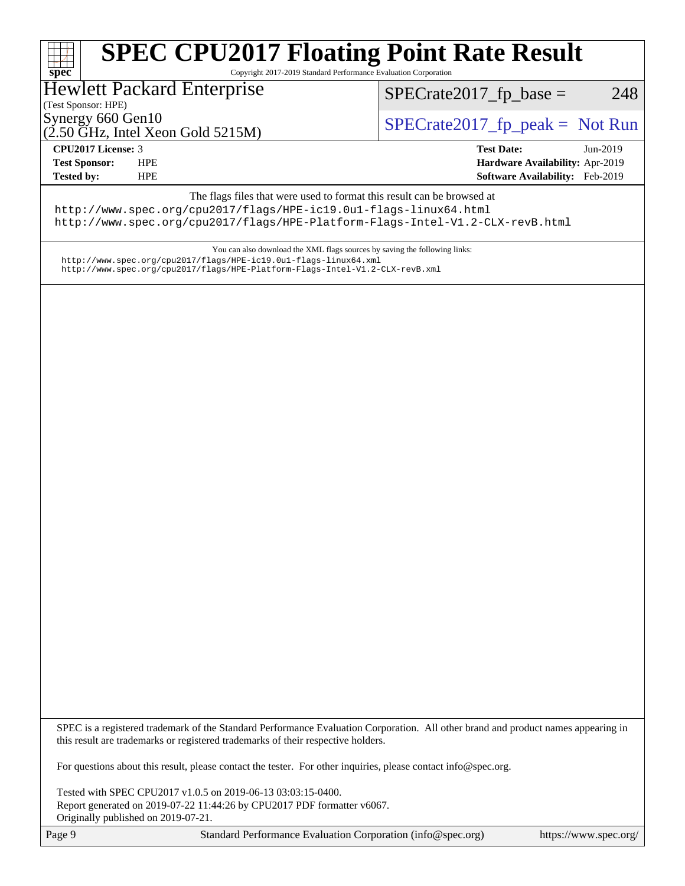# SPEC CPU2017 Floating Point Rate Result

Copyright 2017-2019 Standard Performance Evaluation Corporation

**Hewlett Packard Enterprise**
(Test Sponsor: HPE)
Synergy 660 Gen10
(2.50 GHz, Intel Xeon Gold 5215M)

SPECrate2017_fp_base = 248

SPECrate2017_fp_peak = Not Run

**CPU2017 License:** 3
**Test Sponsor:** HPE
**Tested by:** HPE

**Test Date:** Jun-2019
**Hardware Availability:** Apr-2019
**Software Availability:** Feb-2019

The flags files that were used to format this result can be browsed at
http://www.spec.org/cpu2017/flags/HPE-ic19.0u1-flags-linux64.html
http://www.spec.org/cpu2017/flags/HPE-Platform-Flags-Intel-V1.2-CLX-revB.html

You can also download the XML flags sources by saving the following links:
http://www.spec.org/cpu2017/flags/HPE-ic19.0u1-flags-linux64.xml
http://www.spec.org/cpu2017/flags/HPE-Platform-Flags-Intel-V1.2-CLX-revB.xml

SPEC is a registered trademark of the Standard Performance Evaluation Corporation. All other brand and product names appearing in this result are trademarks or registered trademarks of their respective holders.

For questions about this result, please contact the tester. For other inquiries, please contact info@spec.org.

Tested with SPEC CPU2017 v1.0.5 on 2019-06-13 03:03:15-0400.
Report generated on 2019-07-22 11:44:26 by CPU2017 PDF formatter v6067.
Originally published on 2019-07-21.